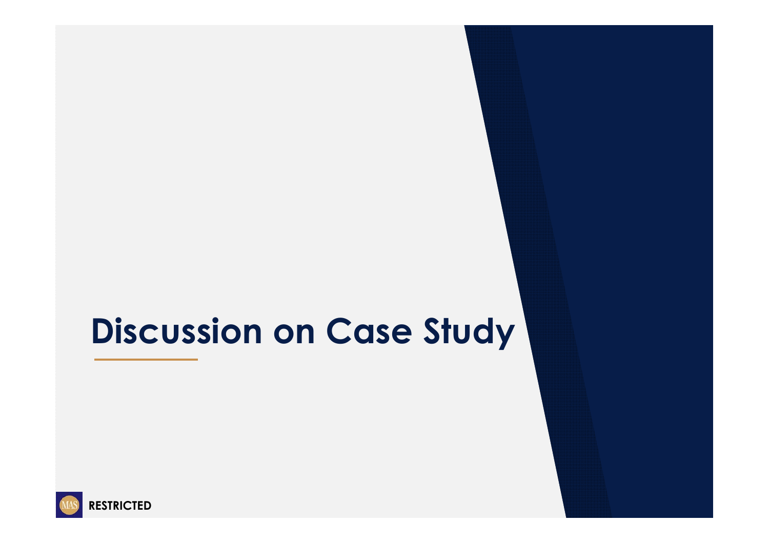# Discussion on Case Study

RESTRICTED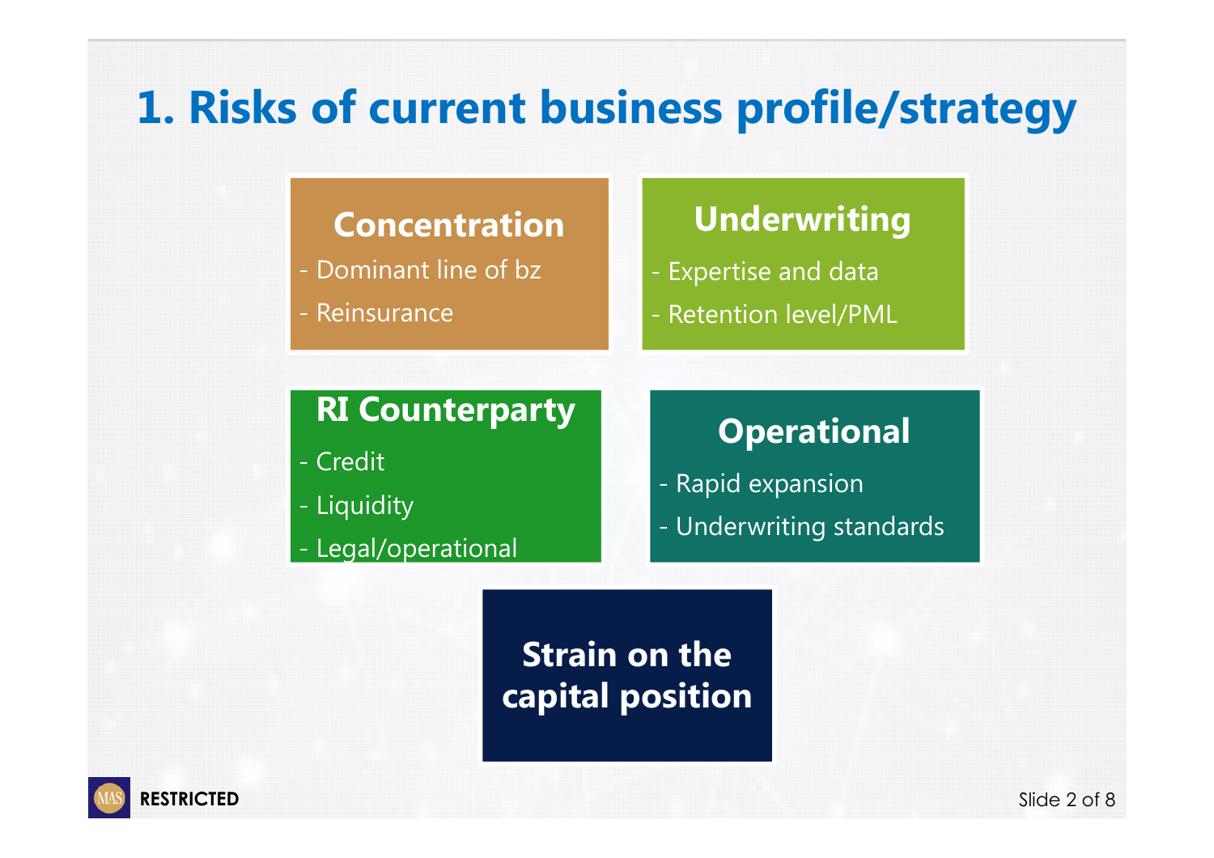# 1. Risks of current business profile/strategy

## Concentration

- Dominant line of bz
- Reinsurance

## Underwriting

- Expertise and data
- Retention level/PML

## RI Counterparty

- Credit
- Liquidity
- Legal/operational

## Operational

- Rapid expansion
- Underwriting standards

## Strain on the capital position

RESTRICTED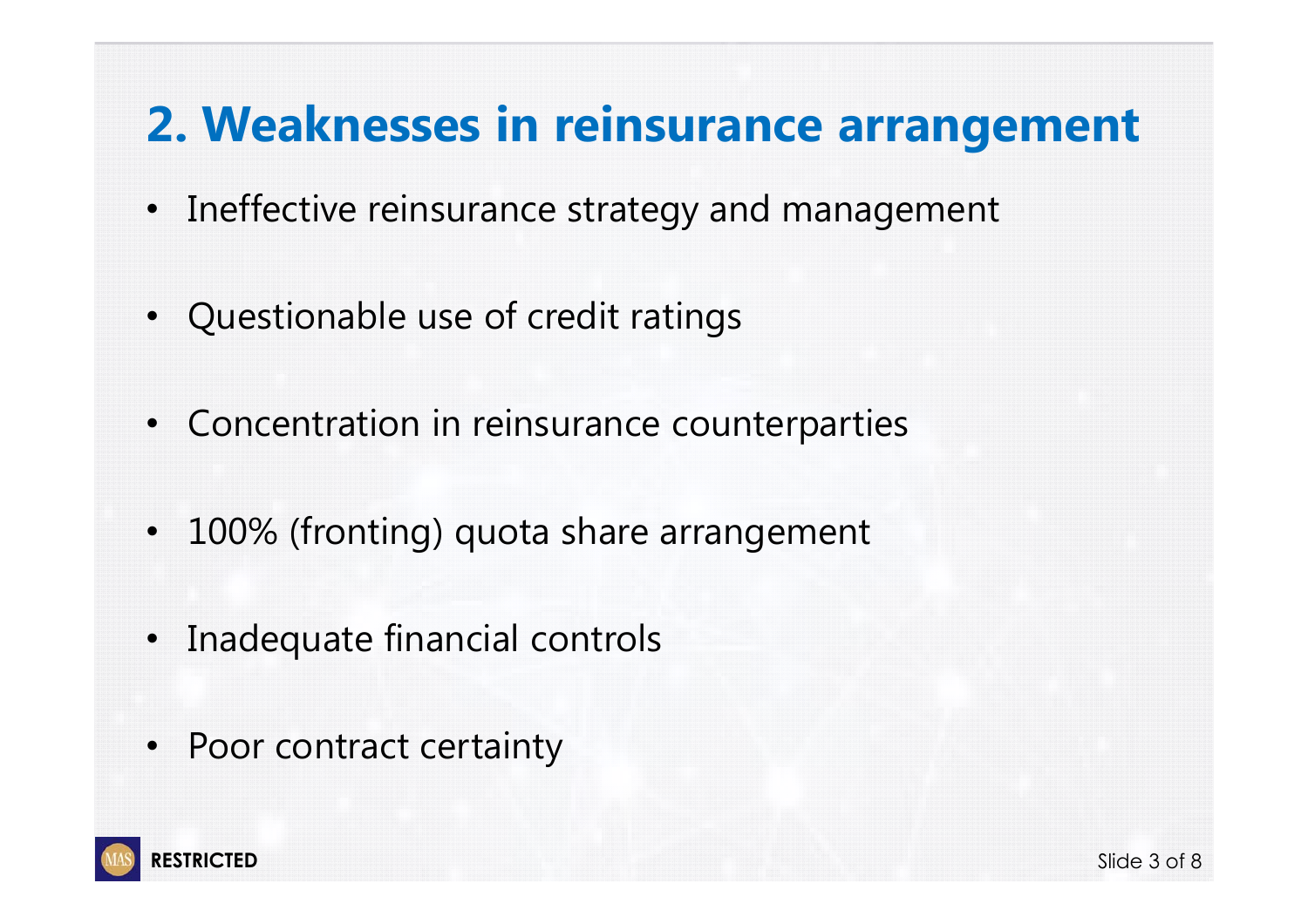## 2. Weaknesses in reinsurance arrangement

- Ineffective reinsurance strategy and management
- Questionable use of credit ratings
- Concentration in reinsurance counterparties
- 100% (fronting) quota share arrangement
- Inadequate financial controls
- Poor contract certainty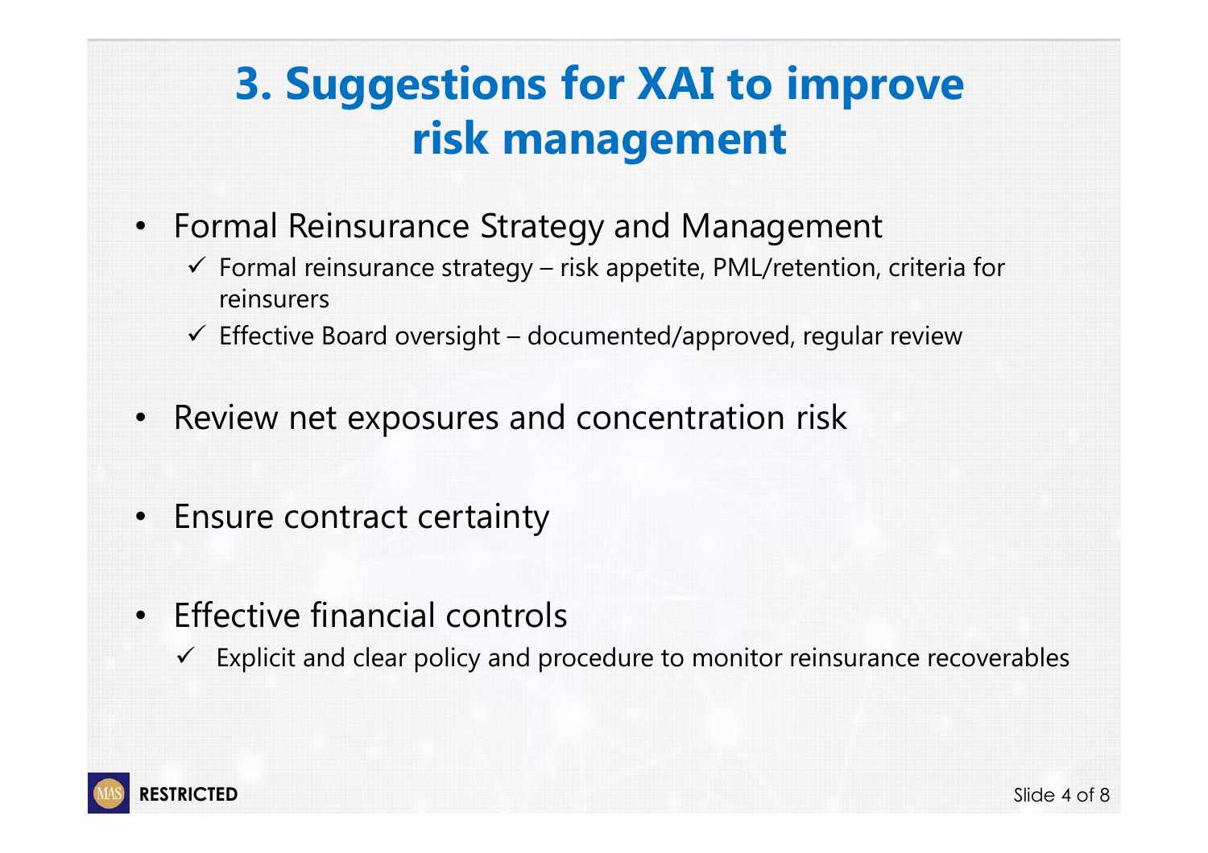# 3. Suggestions for XAI to improve risk management

- Formal Reinsurance Strategy and Management
  - ✓ Formal reinsurance strategy – risk appetite, PML/retention, criteria for reinsurers
  - ✓ Effective Board oversight – documented/approved, regular review
- Review net exposures and concentration risk
- Ensure contract certainty
- Effective financial controls
  - ✓ Explicit and clear policy and procedure to monitor reinsurance recoverables

RESTRICTED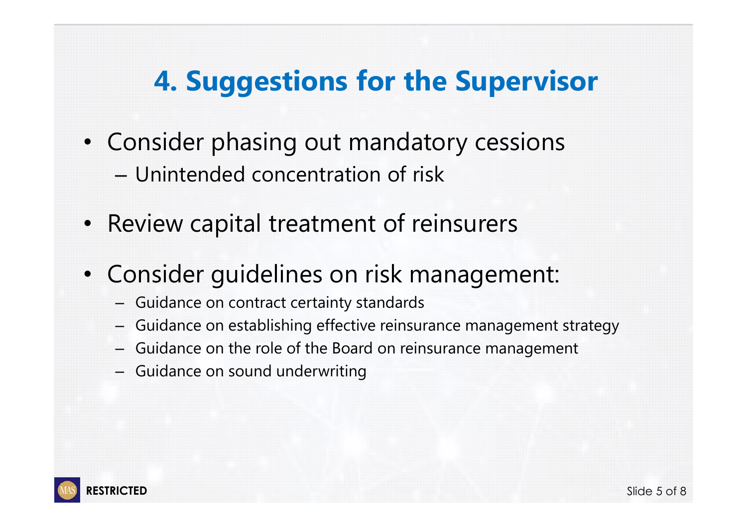# 4. Suggestions for the Supervisor

- Consider phasing out mandatory cessions
  - Unintended concentration of risk
- Review capital treatment of reinsurers
- Consider guidelines on risk management:
  - Guidance on contract certainty standards
  - Guidance on establishing effective reinsurance management strategy
  - Guidance on the role of the Board on reinsurance management
  - Guidance on sound underwriting

RESTRICTED